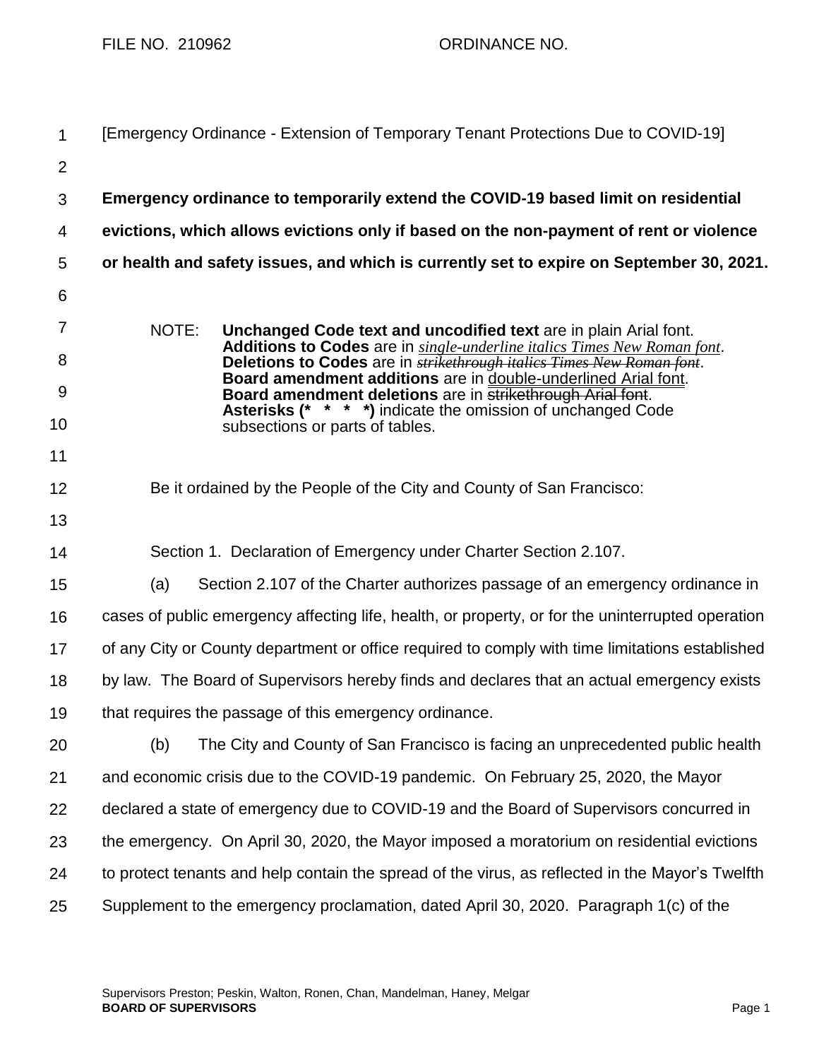FILE NO. 210962 ORDINANCE NO.

[Emergency Ordinance - Extension of Temporary Tenant Protections Due to COVID-19]

**Emergency ordinance to temporarily extend the COVID-19 based limit on residential evictions, which allows evictions only if based on the non-payment of rent or violence or health and safety issues, and which is currently set to expire on September 30, 2021.**

NOTE: **Unchanged Code text and uncodified text** are in plain Arial font.
**Additions to Codes** are in *single-underline italics Times New Roman font*.
**Deletions to Codes** are in ~~*strikethrough italics Times New Roman font*~~.
**Board amendment additions** are in double-underlined Arial font.
**Board amendment deletions** are in ~~strikethrough Arial font~~.
**Asterisks (* * * *)** indicate the omission of unchanged Code subsections or parts of tables.

Be it ordained by the People of the City and County of San Francisco:

Section 1. Declaration of Emergency under Charter Section 2.107.

(a) Section 2.107 of the Charter authorizes passage of an emergency ordinance in cases of public emergency affecting life, health, or property, or for the uninterrupted operation of any City or County department or office required to comply with time limitations established by law. The Board of Supervisors hereby finds and declares that an actual emergency exists that requires the passage of this emergency ordinance.

(b) The City and County of San Francisco is facing an unprecedented public health and economic crisis due to the COVID-19 pandemic. On February 25, 2020, the Mayor declared a state of emergency due to COVID-19 and the Board of Supervisors concurred in the emergency. On April 30, 2020, the Mayor imposed a moratorium on residential evictions to protect tenants and help contain the spread of the virus, as reflected in the Mayor's Twelfth Supplement to the emergency proclamation, dated April 30, 2020. Paragraph 1(c) of the

Supervisors Preston; Peskin, Walton, Ronen, Chan, Mandelman, Haney, Melgar
**BOARD OF SUPERVISORS**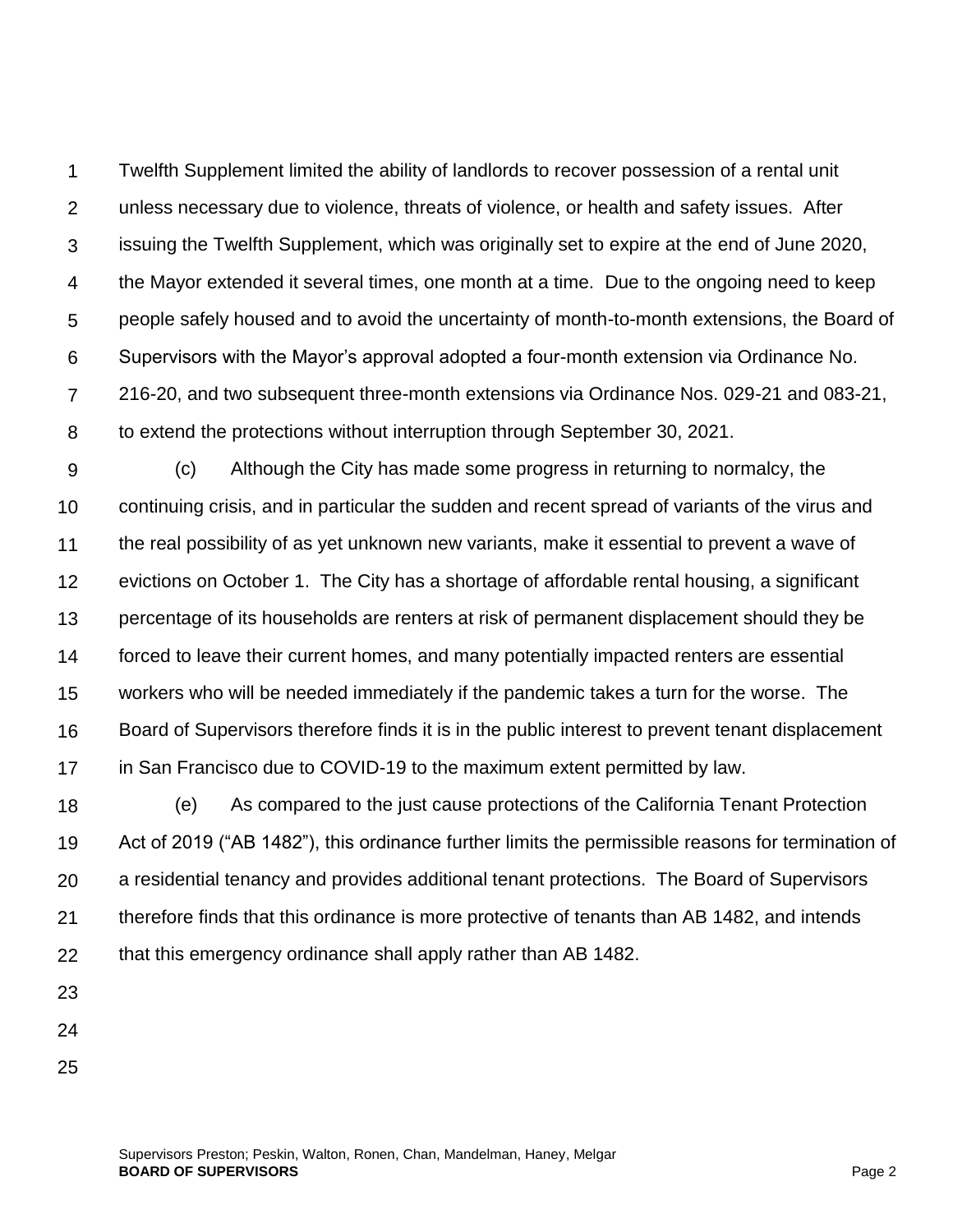Twelfth Supplement limited the ability of landlords to recover possession of a rental unit unless necessary due to violence, threats of violence, or health and safety issues. After issuing the Twelfth Supplement, which was originally set to expire at the end of June 2020, the Mayor extended it several times, one month at a time. Due to the ongoing need to keep people safely housed and to avoid the uncertainty of month-to-month extensions, the Board of Supervisors with the Mayor's approval adopted a four-month extension via Ordinance No. 216-20, and two subsequent three-month extensions via Ordinance Nos. 029-21 and 083-21, to extend the protections without interruption through September 30, 2021.

(c) Although the City has made some progress in returning to normalcy, the continuing crisis, and in particular the sudden and recent spread of variants of the virus and the real possibility of as yet unknown new variants, make it essential to prevent a wave of evictions on October 1. The City has a shortage of affordable rental housing, a significant percentage of its households are renters at risk of permanent displacement should they be forced to leave their current homes, and many potentially impacted renters are essential workers who will be needed immediately if the pandemic takes a turn for the worse. The Board of Supervisors therefore finds it is in the public interest to prevent tenant displacement in San Francisco due to COVID-19 to the maximum extent permitted by law.

(e) As compared to the just cause protections of the California Tenant Protection Act of 2019 ("AB 1482"), this ordinance further limits the permissible reasons for termination of a residential tenancy and provides additional tenant protections. The Board of Supervisors therefore finds that this ordinance is more protective of tenants than AB 1482, and intends that this emergency ordinance shall apply rather than AB 1482.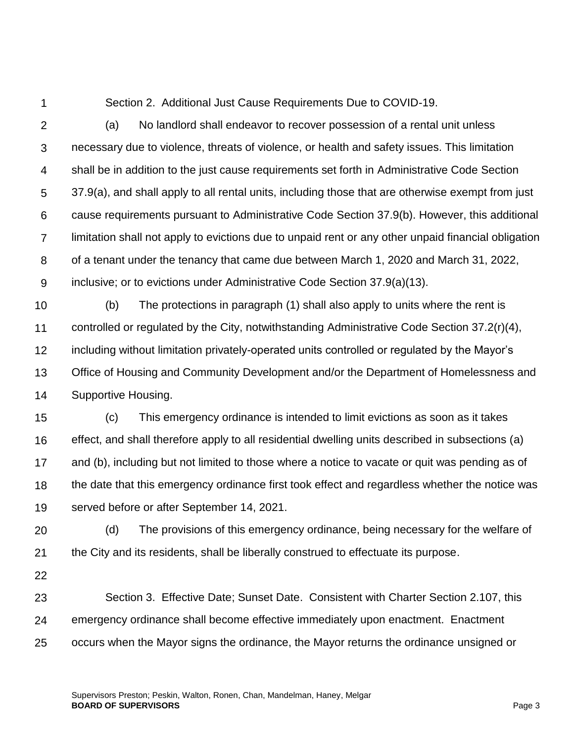Section 2. Additional Just Cause Requirements Due to COVID-19.

(a) No landlord shall endeavor to recover possession of a rental unit unless necessary due to violence, threats of violence, or health and safety issues. This limitation shall be in addition to the just cause requirements set forth in Administrative Code Section 37.9(a), and shall apply to all rental units, including those that are otherwise exempt from just cause requirements pursuant to Administrative Code Section 37.9(b). However, this additional limitation shall not apply to evictions due to unpaid rent or any other unpaid financial obligation of a tenant under the tenancy that came due between March 1, 2020 and March 31, 2022, inclusive; or to evictions under Administrative Code Section 37.9(a)(13).

(b) The protections in paragraph (1) shall also apply to units where the rent is controlled or regulated by the City, notwithstanding Administrative Code Section 37.2(r)(4), including without limitation privately-operated units controlled or regulated by the Mayor's Office of Housing and Community Development and/or the Department of Homelessness and Supportive Housing.

(c) This emergency ordinance is intended to limit evictions as soon as it takes effect, and shall therefore apply to all residential dwelling units described in subsections (a) and (b), including but not limited to those where a notice to vacate or quit was pending as of the date that this emergency ordinance first took effect and regardless whether the notice was served before or after September 14, 2021.

(d) The provisions of this emergency ordinance, being necessary for the welfare of the City and its residents, shall be liberally construed to effectuate its purpose.

Section 3. Effective Date; Sunset Date. Consistent with Charter Section 2.107, this emergency ordinance shall become effective immediately upon enactment. Enactment occurs when the Mayor signs the ordinance, the Mayor returns the ordinance unsigned or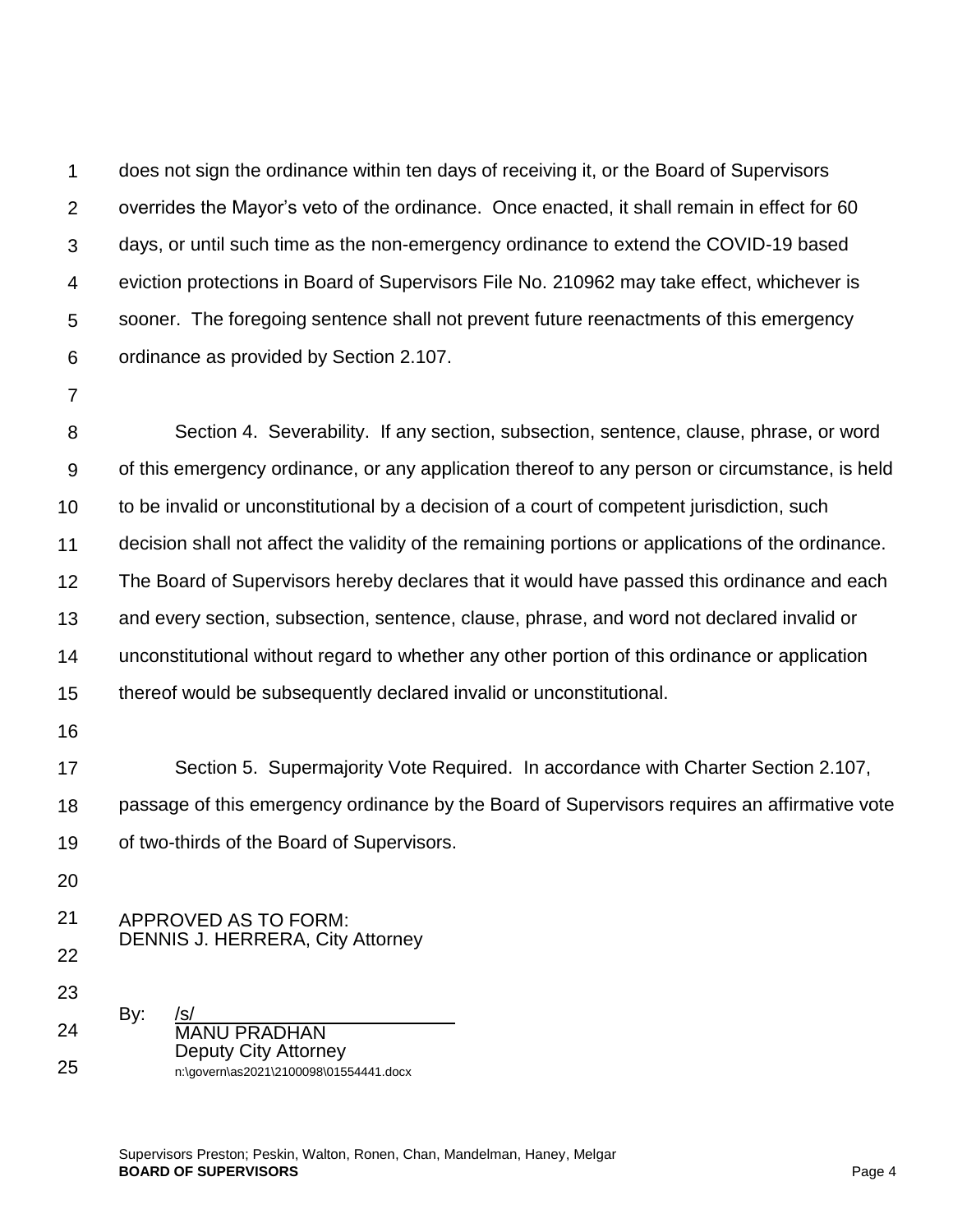does not sign the ordinance within ten days of receiving it, or the Board of Supervisors overrides the Mayor's veto of the ordinance. Once enacted, it shall remain in effect for 60 days, or until such time as the non-emergency ordinance to extend the COVID-19 based eviction protections in Board of Supervisors File No. 210962 may take effect, whichever is sooner. The foregoing sentence shall not prevent future reenactments of this emergency ordinance as provided by Section 2.107.

Section 4. Severability. If any section, subsection, sentence, clause, phrase, or word of this emergency ordinance, or any application thereof to any person or circumstance, is held to be invalid or unconstitutional by a decision of a court of competent jurisdiction, such decision shall not affect the validity of the remaining portions or applications of the ordinance. The Board of Supervisors hereby declares that it would have passed this ordinance and each and every section, subsection, sentence, clause, phrase, and word not declared invalid or unconstitutional without regard to whether any other portion of this ordinance or application thereof would be subsequently declared invalid or unconstitutional.

Section 5. Supermajority Vote Required. In accordance with Charter Section 2.107, passage of this emergency ordinance by the Board of Supervisors requires an affirmative vote of two-thirds of the Board of Supervisors.

APPROVED AS TO FORM:
DENNIS J. HERRERA, City Attorney

By: /s/
MANU PRADHAN
Deputy City Attorney
n:\govern\as2021\2100098\01554441.docx